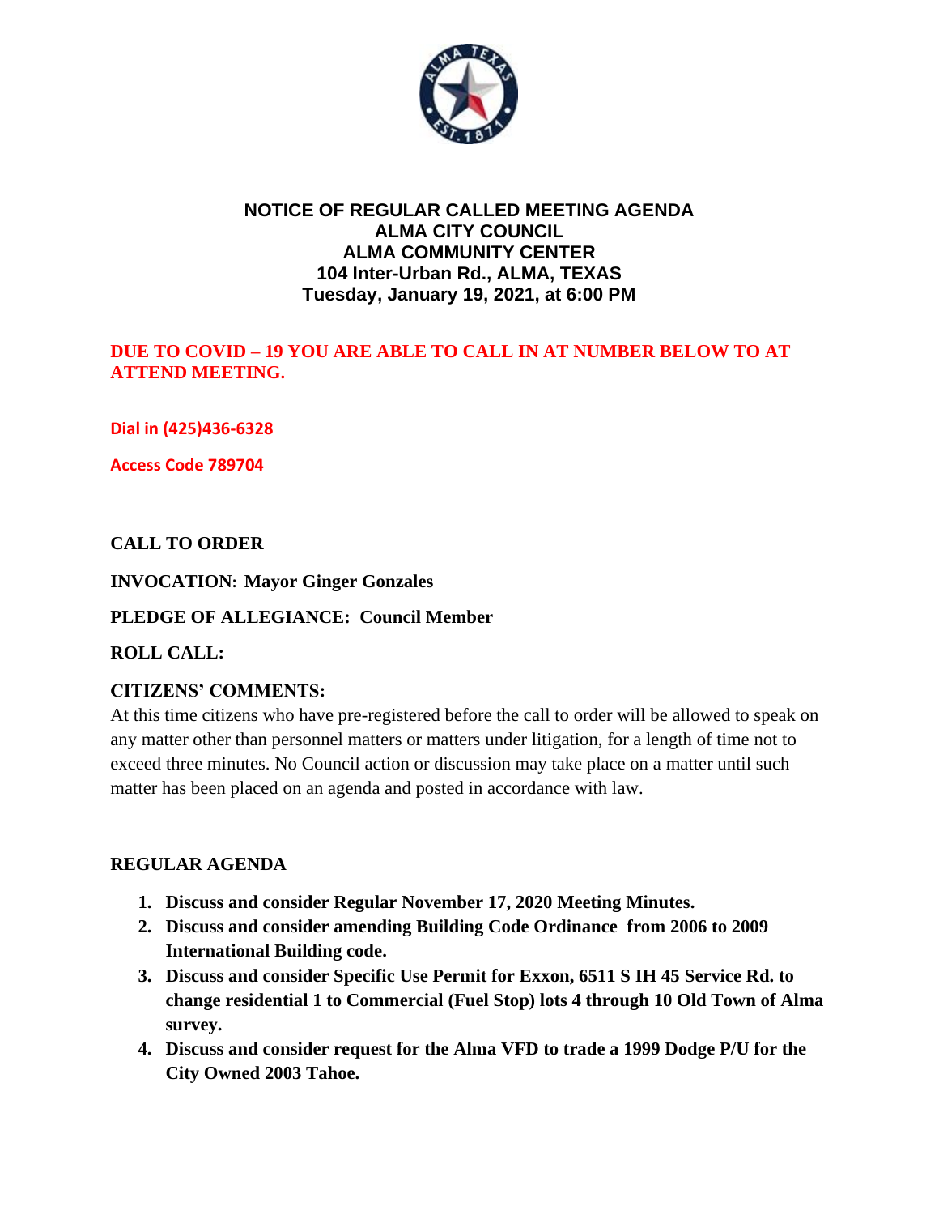# NOTICE OF REGULAR CALLED MEETING AGENDA
## ALMA CITY COUNCIL
## ALMA COMMUNITY CENTER
## 104 Inter-Urban Rd., ALMA, TEXAS
## Tuesday, January 19, 2021, at 6:00 PM

**DUE TO COVID – 19 YOU ARE ABLE TO CALL IN AT NUMBER BELOW TO AT ATTEND MEETING.**

**Dial in (425)436-6328**

**Access Code 789704**

**CALL TO ORDER**

**INVOCATION: Mayor Ginger Gonzales**

**PLEDGE OF ALLEGIANCE: Council Member**

**ROLL CALL:**

**CITIZENS' COMMENTS:**

At this time citizens who have pre-registered before the call to order will be allowed to speak on any matter other than personnel matters or matters under litigation, for a length of time not to exceed three minutes. No Council action or discussion may take place on a matter until such matter has been placed on an agenda and posted in accordance with law.

**REGULAR AGENDA**

1. **Discuss and consider Regular November 17, 2020 Meeting Minutes.**
2. **Discuss and consider amending Building Code Ordinance from 2006 to 2009 International Building code.**
3. **Discuss and consider Specific Use Permit for Exxon, 6511 S IH 45 Service Rd. to change residential 1 to Commercial (Fuel Stop) lots 4 through 10 Old Town of Alma survey.**
4. **Discuss and consider request for the Alma VFD to trade a 1999 Dodge P/U for the City Owned 2003 Tahoe.**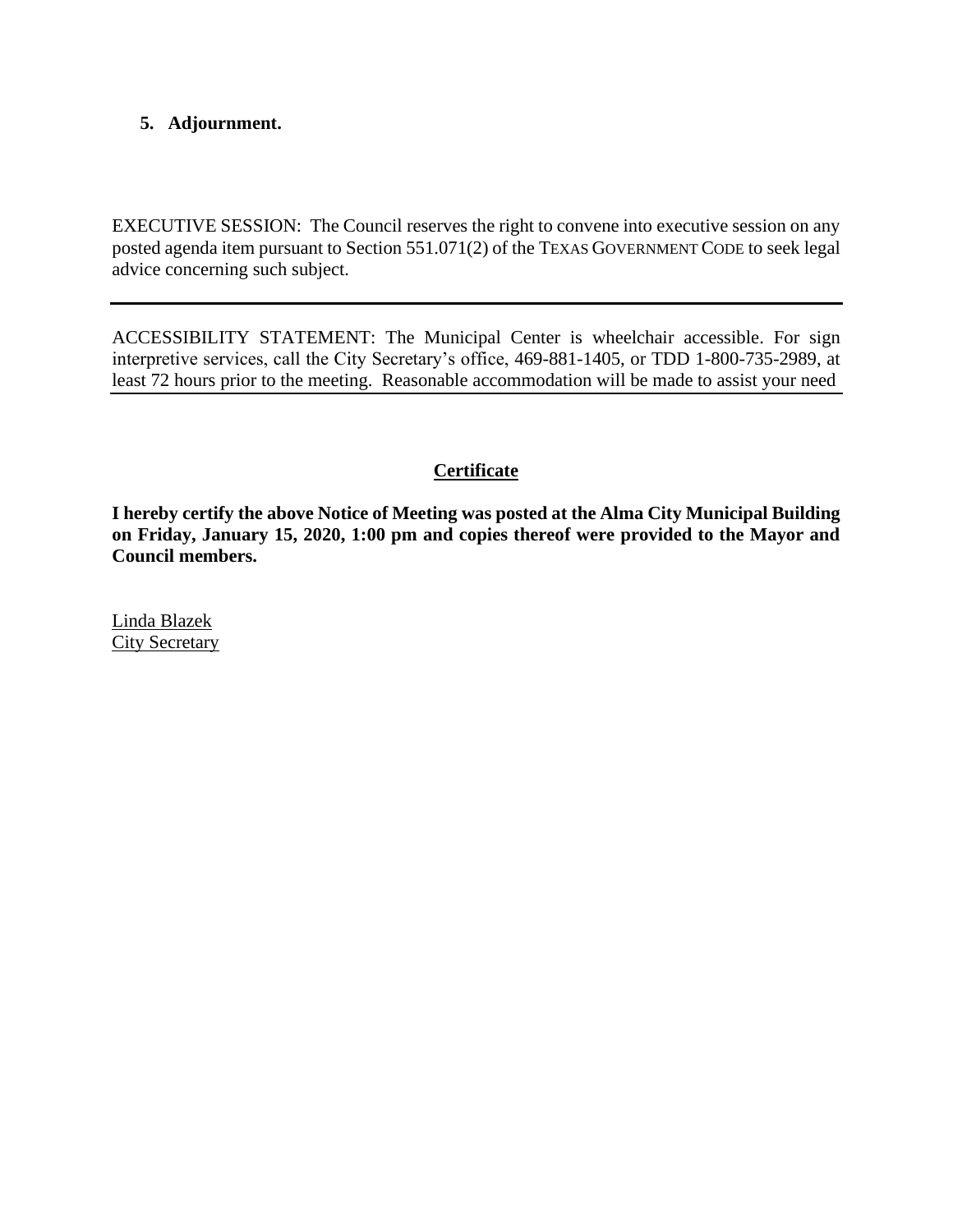5. **Adjournment.**

EXECUTIVE SESSION: The Council reserves the right to convene into executive session on any posted agenda item pursuant to Section 551.071(2) of the TEXAS GOVERNMENT CODE to seek legal advice concerning such subject.

---

ACCESSIBILITY STATEMENT: The Municipal Center is wheelchair accessible. For sign interpretive services, call the City Secretary's office, 469-881-1405, or TDD 1-800-735-2989, at least 72 hours prior to the meeting. Reasonable accommodation will be made to assist your need

---

**Certificate**

**I hereby certify the above Notice of Meeting was posted at the Alma City Municipal Building on Friday, January 15, 2020, 1:00 pm and copies thereof were provided to the Mayor and Council members.**

Linda Blazek
City Secretary